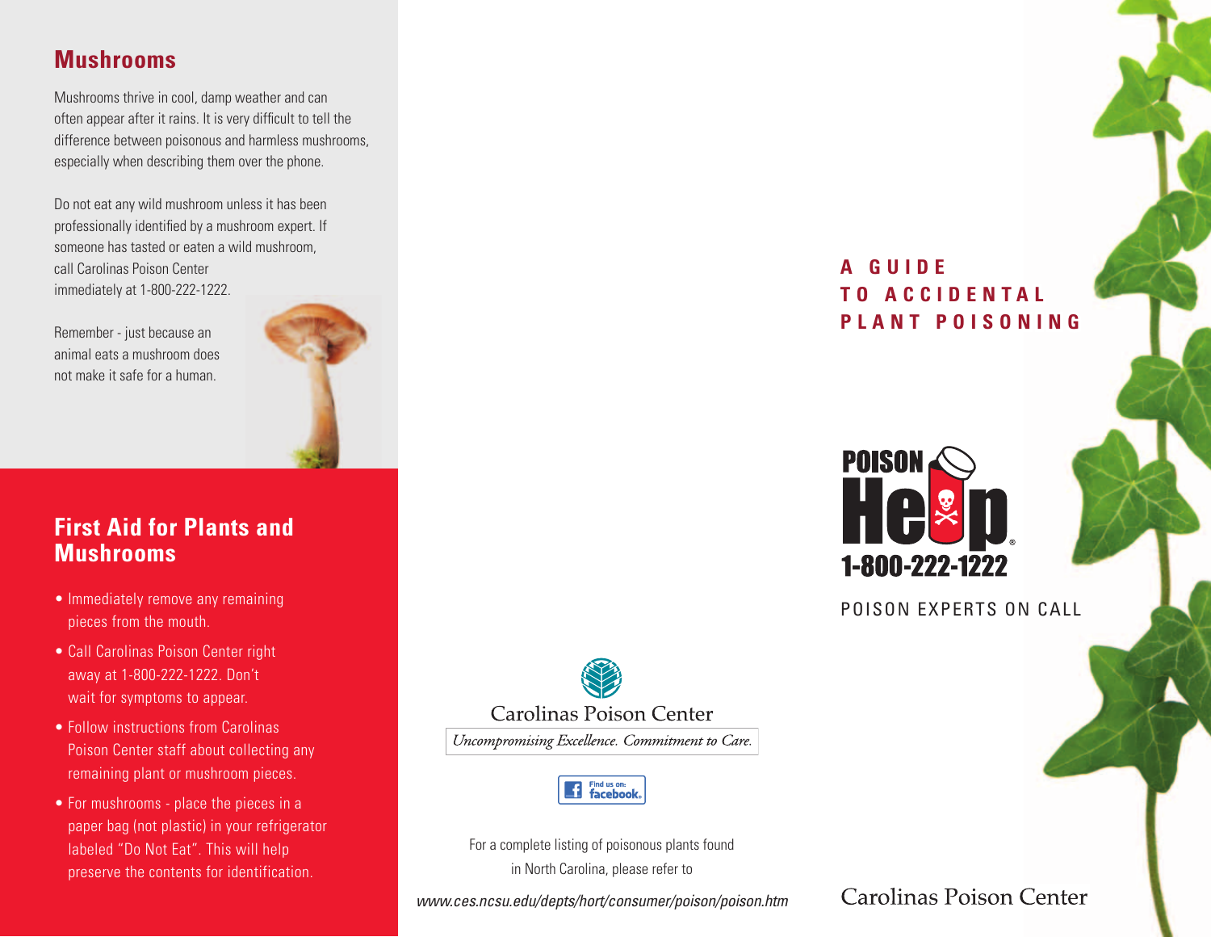## Mushrooms

Mushrooms thrive in cool, damp weather and can often appear after it rains. It is very difficult to tell the difference between poisonous and harmless mushrooms, especially when describing them over the phone.

Do not eat any wild mushroom unless it has been professionally identified by a mushroom expert. If someone has tasted or eaten a wild mushroom, call Carolinas Poison Center immediately at 1-800-222-1222.

Remember - just because an animal eats a mushroom does not make it safe for a human.

## First Aid for Plants and Mushrooms

- Immediately remove any remaining pieces from the mouth.
- Call Carolinas Poison Center right away at 1-800-222-1222. Don't wait for symptoms to appear.
- Follow instructions from Carolinas Poison Center staff about collecting any remaining plant or mushroom pieces.
- For mushrooms - place the pieces in a paper bag (not plastic) in your refrigerator labeled "Do Not Eat". This will help preserve the contents for identification.

Carolinas Poison Center

*Uncompromising Excellence. Commitment to Care.*

Find us on: facebook.

For a complete listing of poisonous plants found in North Carolina, please refer to

*www.ces.ncsu.edu/depts/hort/consumer/poison/poison.htm*

# A GUIDE TO ACCIDENTAL PLANT POISONING

POISON Help 1-800-222-1222

POISON EXPERTS ON CALL

Carolinas Poison Center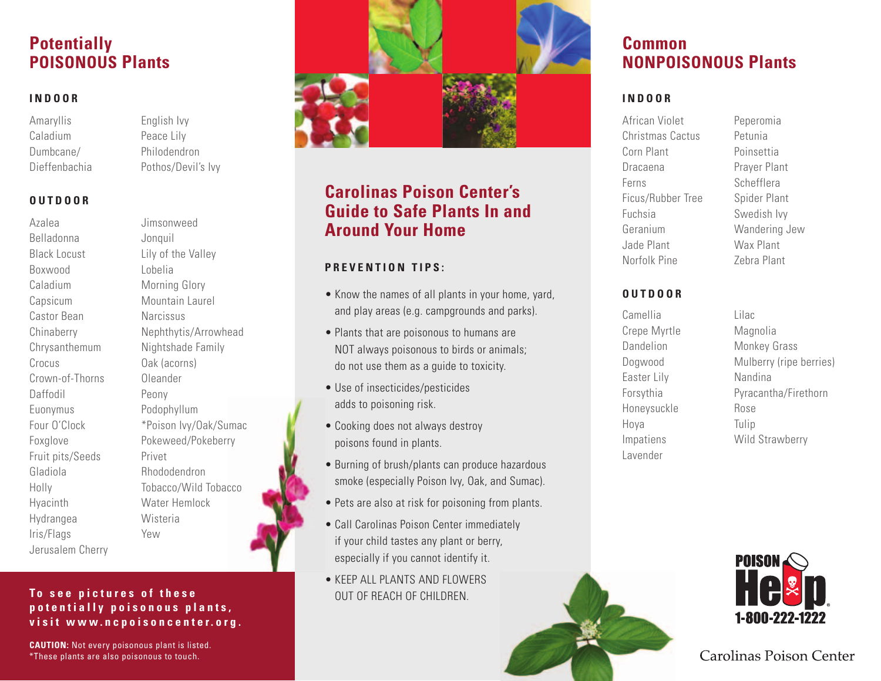# Potentially POISONOUS Plants

## INDOOR

- Amaryllis
- Caladium
- Dumbcane/Dieffenbachia
- English Ivy
- Peace Lily
- Philodendron
- Pothos/Devil's Ivy

## OUTDOOR

- Azalea
- Belladonna
- Black Locust
- Boxwood
- Caladium
- Capsicum
- Castor Bean
- Chinaberry
- Chrysanthemum
- Crocus
- Crown-of-Thorns
- Daffodil
- Euonymus
- Four O'Clock
- Foxglove
- Fruit pits/Seeds
- Gladiola
- Holly
- Hyacinth
- Hydrangea
- Iris/Flags
- Jerusalem Cherry
- Jimsonweed
- Jonquil
- Lily of the Valley
- Lobelia
- Morning Glory
- Mountain Laurel
- Narcissus
- Nephthytis/Arrowhead
- Nightshade Family
- Oak (acorns)
- Oleander
- Peony
- Podophyllum
- *Poison Ivy/Oak/Sumac
- Pokeweed/Pokeberry
- Privet
- Rhododendron
- Tobacco/Wild Tobacco
- Water Hemlock
- Wisteria
- Yew

**To see pictures of these potentially poisonous plants, visit www.ncpoisoncenter.org.**

**CAUTION:** Not every poisonous plant is listed.
*These plants are also poisonous to touch.

# Carolinas Poison Center's Guide to Safe Plants In and Around Your Home

## PREVENTION TIPS:

- Know the names of all plants in your home, yard, and play areas (e.g. campgrounds and parks).
- Plants that are poisonous to humans are NOT always poisonous to birds or animals; do not use them as a guide to toxicity.
- Use of insecticides/pesticides adds to poisoning risk.
- Cooking does not always destroy poisons found in plants.
- Burning of brush/plants can produce hazardous smoke (especially Poison Ivy, Oak, and Sumac).
- Pets are also at risk for poisoning from plants.
- Call Carolinas Poison Center immediately if your child tastes any plant or berry, especially if you cannot identify it.
- KEEP ALL PLANTS AND FLOWERS OUT OF REACH OF CHILDREN.

# Common NONPOISONOUS Plants

## INDOOR

- African Violet
- Christmas Cactus
- Corn Plant
- Dracaena
- Ferns
- Ficus/Rubber Tree
- Fuchsia
- Geranium
- Jade Plant
- Norfolk Pine
- Peperomia
- Petunia
- Poinsettia
- Prayer Plant
- Schefflera
- Spider Plant
- Swedish Ivy
- Wandering Jew
- Wax Plant
- Zebra Plant

## OUTDOOR

- Camellia
- Crepe Myrtle
- Dandelion
- Dogwood
- Easter Lily
- Forsythia
- Honeysuckle
- Hoya
- Impatiens
- Lavender
- Lilac
- Magnolia
- Monkey Grass
- Mulberry (ripe berries)
- Nandina
- Pyracantha/Firethorn
- Rose
- Tulip
- Wild Strawberry

POISON Help®
1-800-222-1222

Carolinas Poison Center